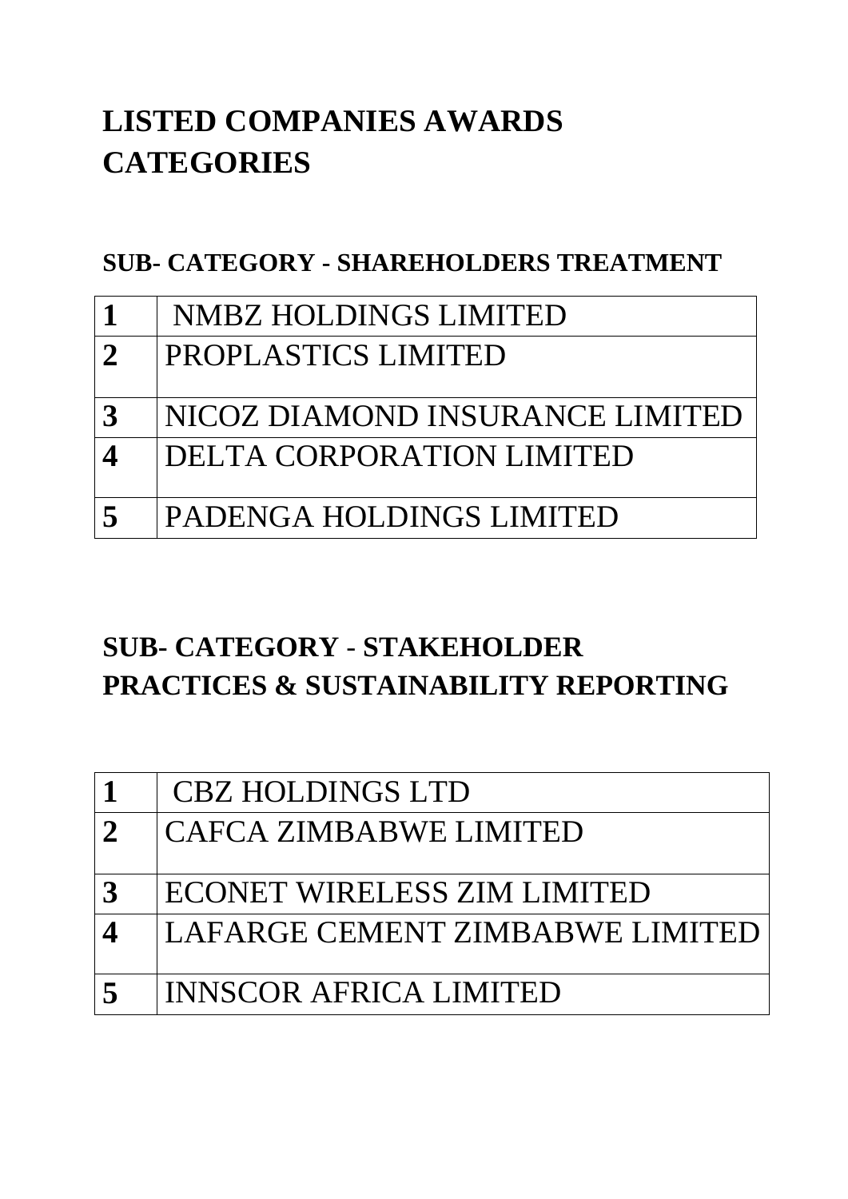# LISTED COMPANIES AWARDS CATEGORIES

## SUB- CATEGORY - SHAREHOLDERS TREATMENT

| | |
|---|---|
| **1** | NMBZ HOLDINGS LIMITED |
| **2** | PROPLASTICS LIMITED |
| **3** | NICOZ DIAMOND INSURANCE LIMITED |
| **4** | DELTA CORPORATION LIMITED |
| **5** | PADENGA HOLDINGS LIMITED |

## SUB- CATEGORY - STAKEHOLDER PRACTICES & SUSTAINABILITY REPORTING

| | |
|---|---|
| **1** | CBZ HOLDINGS LTD |
| **2** | CAFCA ZIMBABWE LIMITED |
| **3** | ECONET WIRELESS ZIM LIMITED |
| **4** | LAFARGE CEMENT ZIMBABWE LIMITED |
| **5** | INNSCOR AFRICA LIMITED |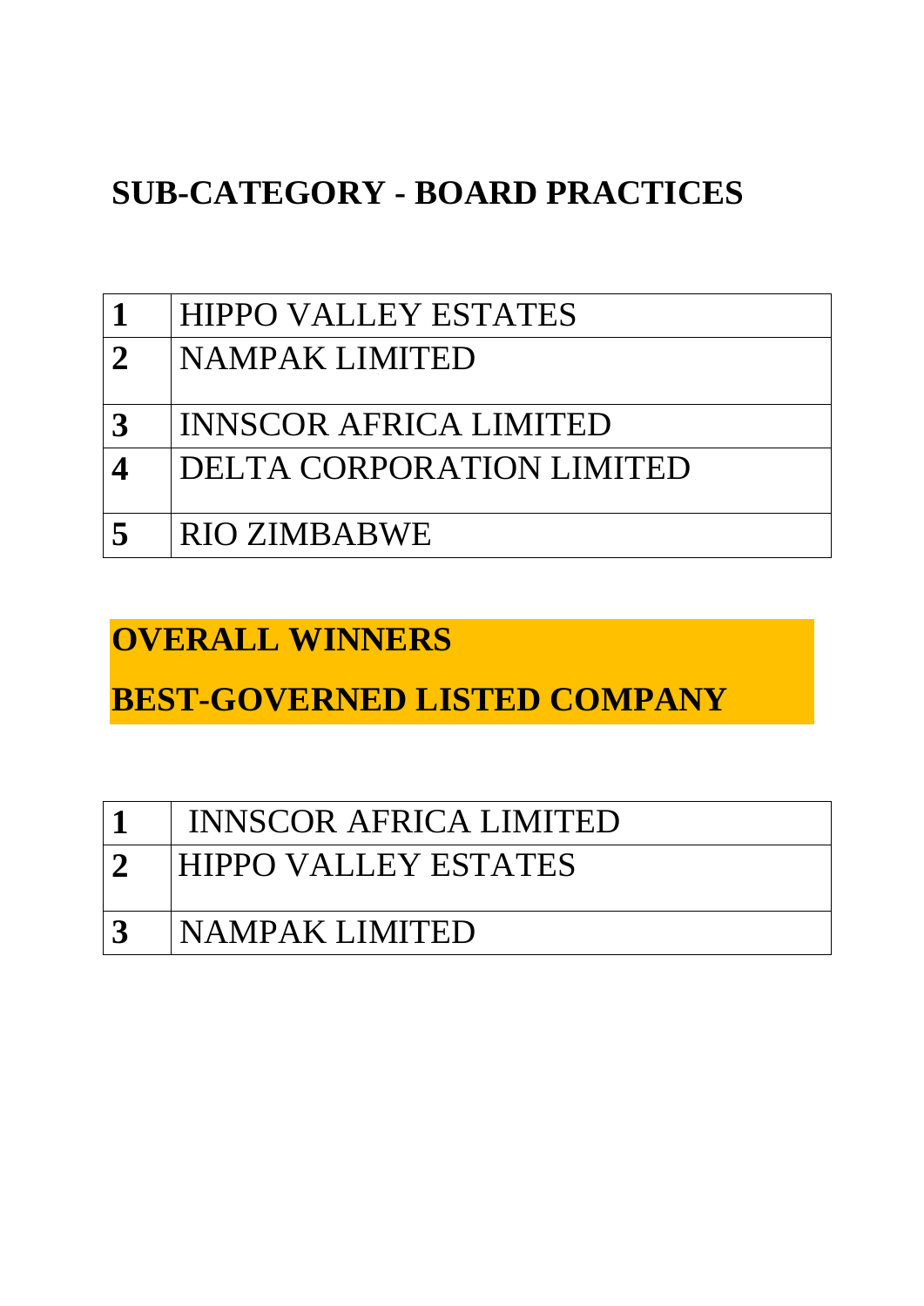## SUB-CATEGORY - BOARD PRACTICES

| | |
|---|---|
| **1** | HIPPO VALLEY ESTATES |
| **2** | NAMPAK LIMITED |
| **3** | INNSCOR AFRICA LIMITED |
| **4** | DELTA CORPORATION LIMITED |
| **5** | RIO ZIMBABWE |

## OVERALL WINNERS

## BEST-GOVERNED LISTED COMPANY

| | |
|---|---|
| **1** | INNSCOR AFRICA LIMITED |
| **2** | HIPPO VALLEY ESTATES |
| **3** | NAMPAK LIMITED |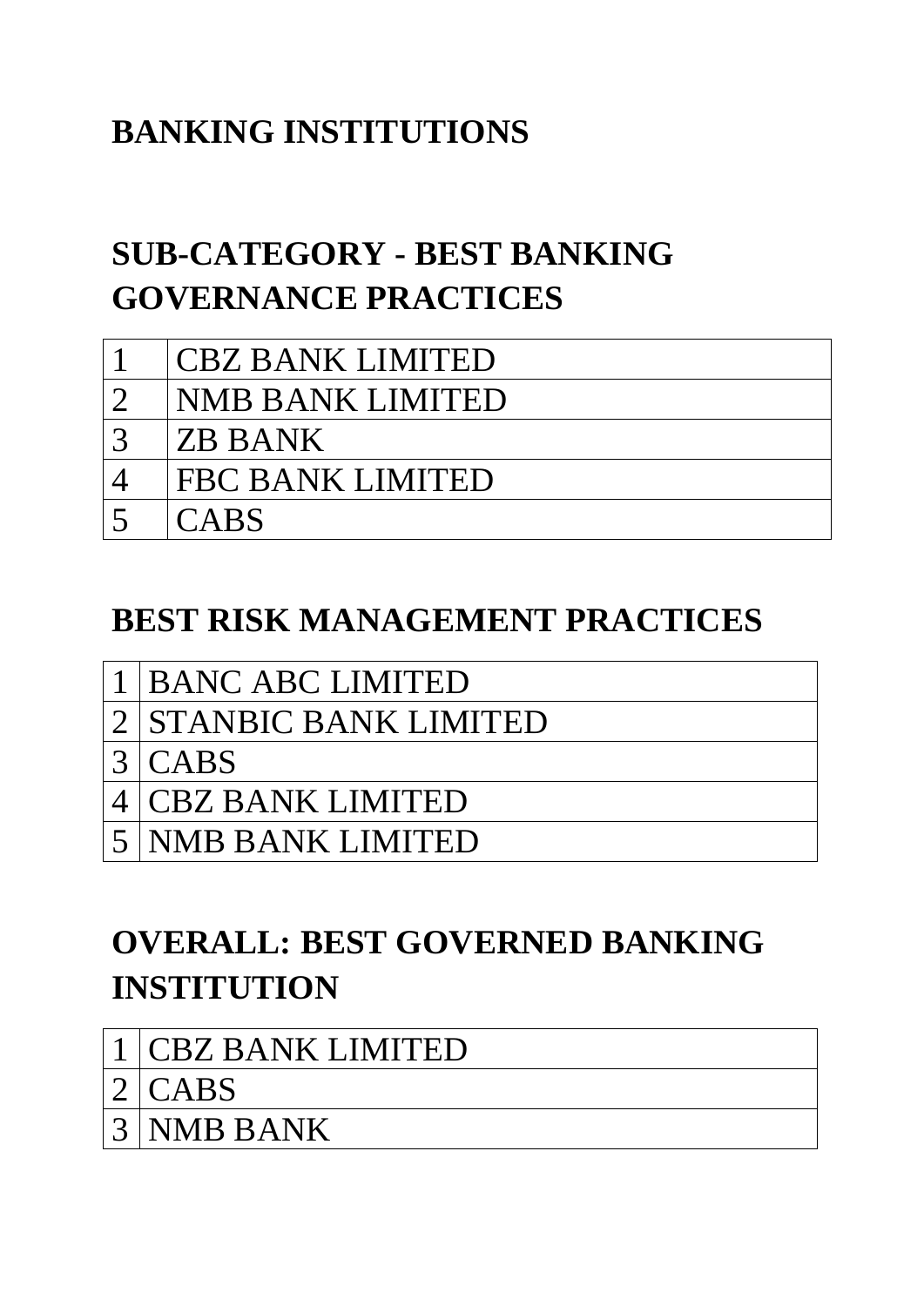# BANKING INSTITUTIONS

## SUB-CATEGORY - BEST BANKING GOVERNANCE PRACTICES

| | |
|---|---|
| 1 | CBZ BANK LIMITED |
| 2 | NMB BANK LIMITED |
| 3 | ZB BANK |
| 4 | FBC BANK LIMITED |
| 5 | CABS |

## BEST RISK MANAGEMENT PRACTICES

| | |
|---|---|
| 1 | BANC ABC LIMITED |
| 2 | STANBIC BANK LIMITED |
| 3 | CABS |
| 4 | CBZ BANK LIMITED |
| 5 | NMB BANK LIMITED |

## OVERALL: BEST GOVERNED BANKING INSTITUTION

| | |
|---|---|
| 1 | CBZ BANK LIMITED |
| 2 | CABS |
| 3 | NMB BANK |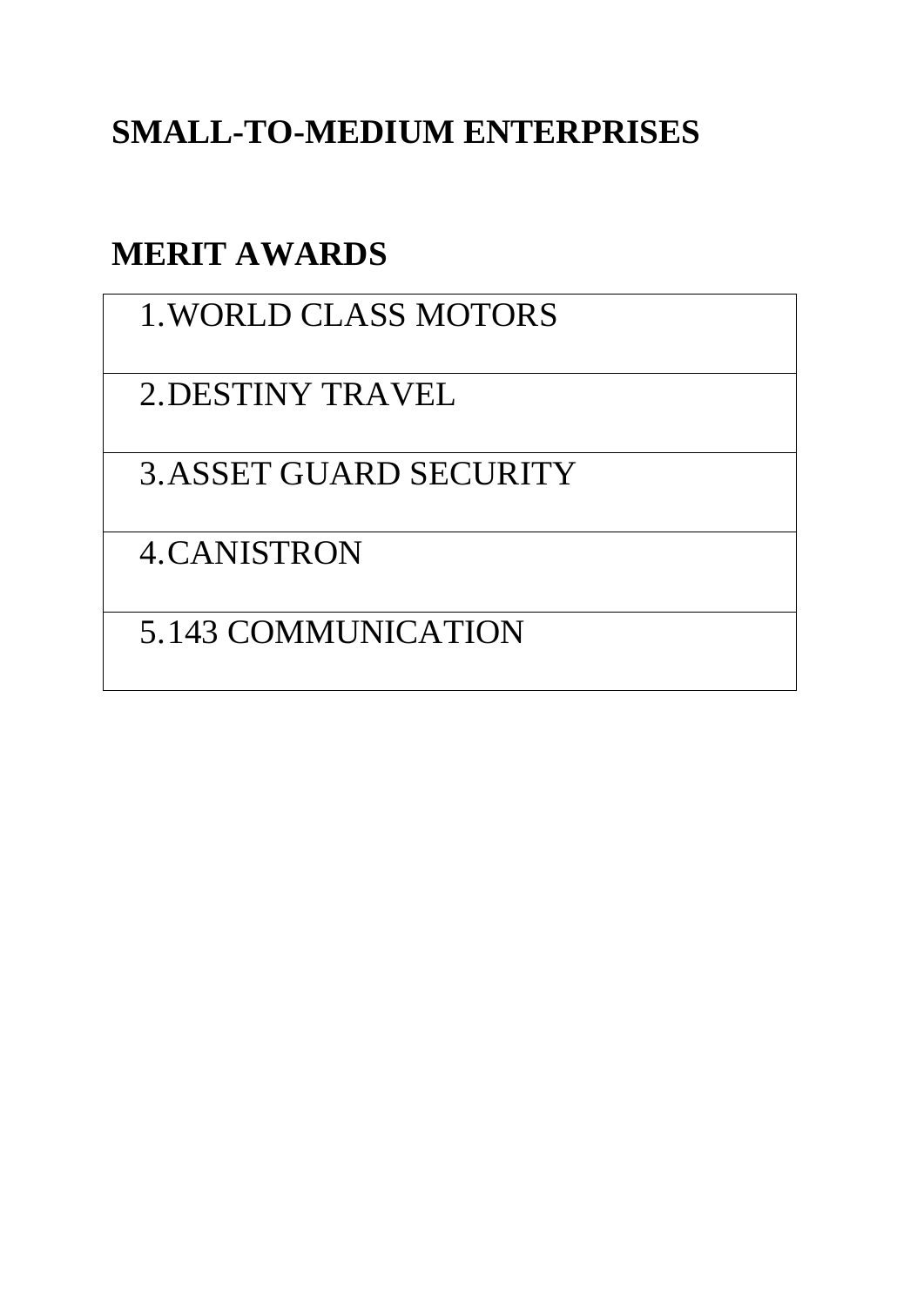# SMALL-TO-MEDIUM ENTERPRISES

## MERIT AWARDS

| |
|---|
| 1. WORLD CLASS MOTORS |
| 2. DESTINY TRAVEL |
| 3. ASSET GUARD SECURITY |
| 4. CANISTRON |
| 5. 143 COMMUNICATION |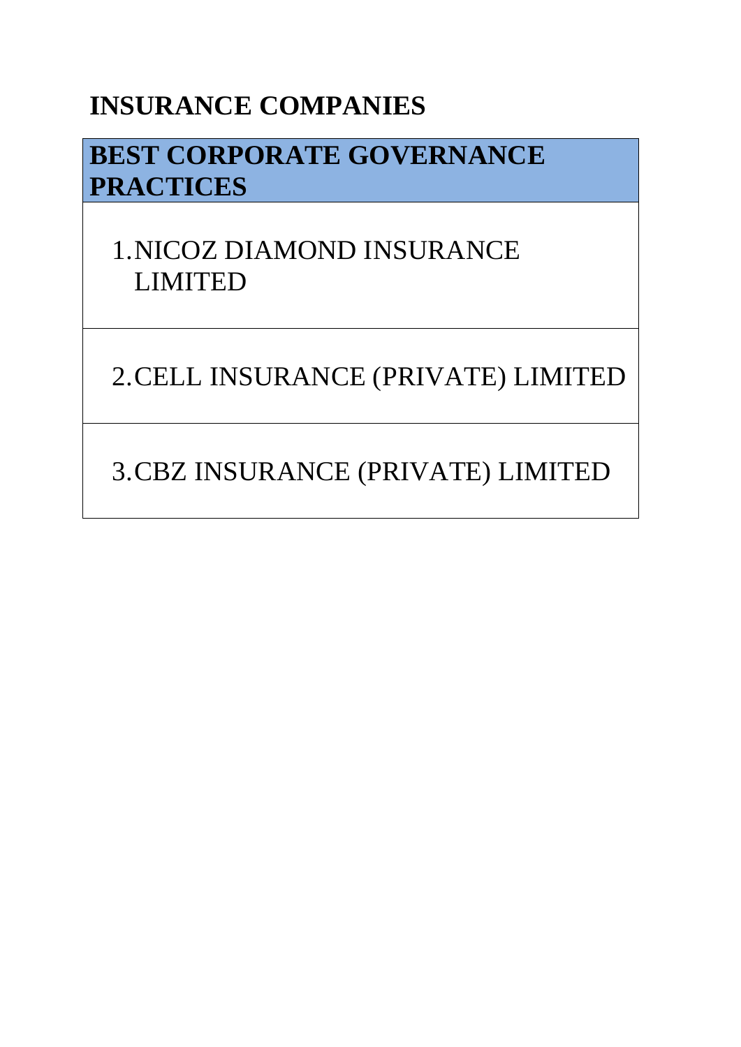## INSURANCE COMPANIES

| BEST CORPORATE GOVERNANCE PRACTICES |
| --- |
| 1. NICOZ DIAMOND INSURANCE LIMITED |
| 2. CELL INSURANCE (PRIVATE) LIMITED |
| 3. CBZ INSURANCE (PRIVATE) LIMITED |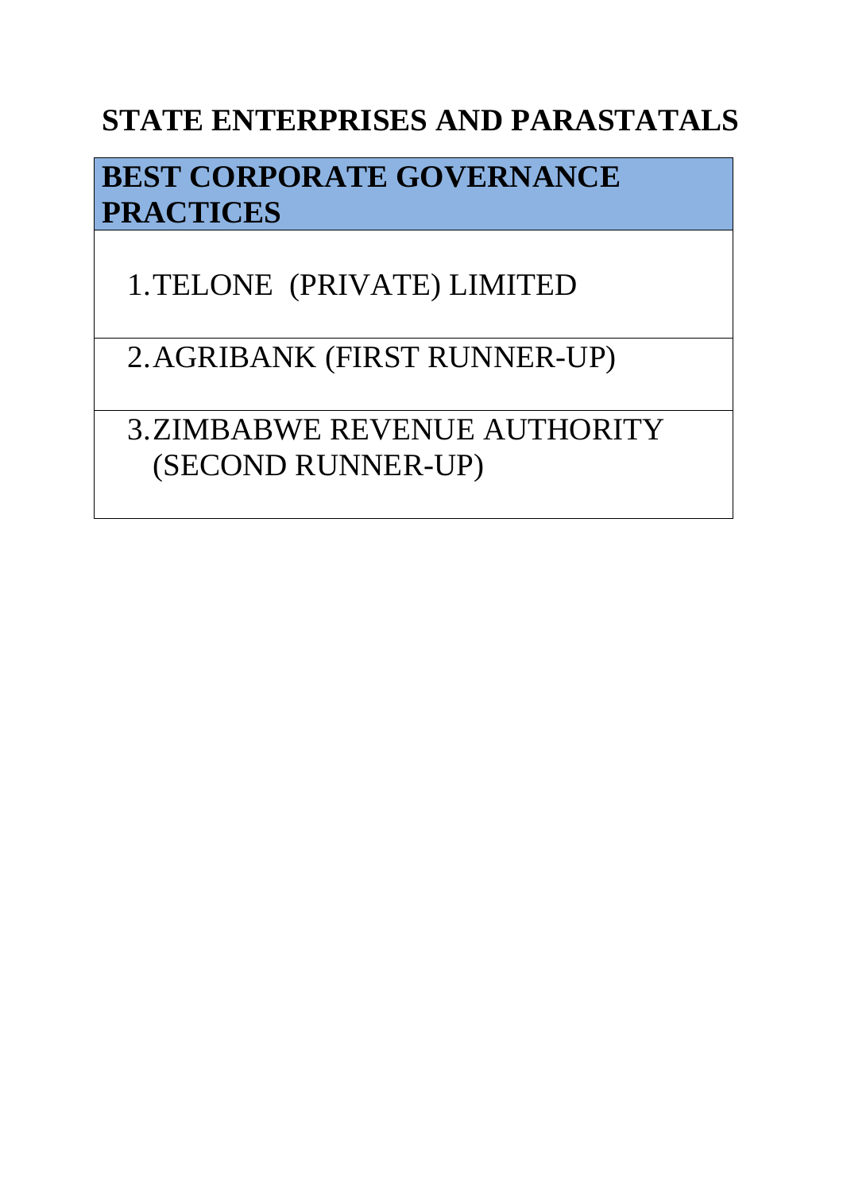## STATE ENTERPRISES AND PARASTATALS

| **BEST CORPORATE GOVERNANCE PRACTICES** |
| --- |
| 1. TELONE (PRIVATE) LIMITED |
| 2. AGRIBANK (FIRST RUNNER-UP) |
| 3. ZIMBABWE REVENUE AUTHORITY (SECOND RUNNER-UP) |